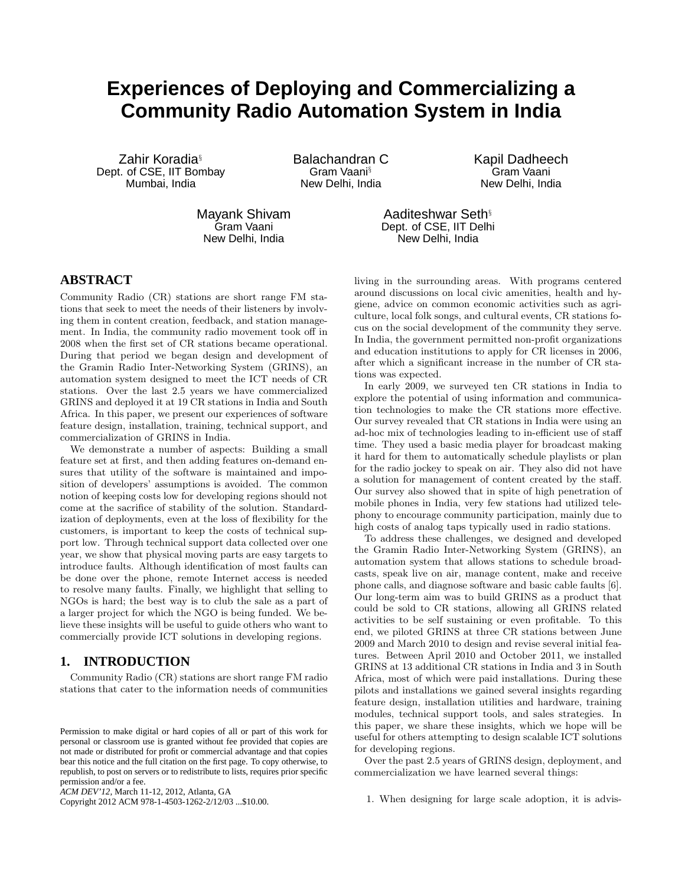# Experiences of Deploying and Commercializing a Community Radio Automation System in India

Zahir Koradia[§]
Dept. of CSE, IIT Bombay
Mumbai, India

Balachandran C
Gram Vaani[§]
New Delhi, India

Kapil Dadheech
Gram Vaani
New Delhi, India

Mayank Shivam
Gram Vaani
New Delhi, India

Aaditeshwar Seth[§]
Dept. of CSE, IIT Delhi
New Delhi, India

## ABSTRACT

Community Radio (CR) stations are short range FM stations that seek to meet the needs of their listeners by involving them in content creation, feedback, and station management. In India, the community radio movement took off in 2008 when the first set of CR stations became operational. During that period we began design and development of the Gramin Radio Inter-Networking System (GRINS), an automation system designed to meet the ICT needs of CR stations. Over the last 2.5 years we have commercialized GRINS and deployed it at 19 CR stations in India and South Africa. In this paper, we present our experiences of software feature design, installation, training, technical support, and commercialization of GRINS in India.

We demonstrate a number of aspects: Building a small feature set at first, and then adding features on-demand ensures that utility of the software is maintained and imposition of developers' assumptions is avoided. The common notion of keeping costs low for developing regions should not come at the sacrifice of stability of the solution. Standardization of deployments, even at the loss of flexibility for the customers, is important to keep the costs of technical support low. Through technical support data collected over one year, we show that physical moving parts are easy targets to introduce faults. Although identification of most faults can be done over the phone, remote Internet access is needed to resolve many faults. Finally, we highlight that selling to NGOs is hard; the best way is to club the sale as a part of a larger project for which the NGO is being funded. We believe these insights will be useful to guide others who want to commercially provide ICT solutions in developing regions.

## 1. INTRODUCTION

Community Radio (CR) stations are short range FM radio stations that cater to the information needs of communities living in the surrounding areas. With programs centered around discussions on local civic amenities, health and hygiene, advice on common economic activities such as agriculture, local folk songs, and cultural events, CR stations focus on the social development of the community they serve. In India, the government permitted non-profit organizations and education institutions to apply for CR licenses in 2006, after which a significant increase in the number of CR stations was expected.

In early 2009, we surveyed ten CR stations in India to explore the potential of using information and communication technologies to make the CR stations more effective. Our survey revealed that CR stations in India were using an ad-hoc mix of technologies leading to in-efficient use of staff time. They used a basic media player for broadcast making it hard for them to automatically schedule playlists or plan for the radio jockey to speak on air. They also did not have a solution for management of content created by the staff. Our survey also showed that in spite of high penetration of mobile phones in India, very few stations had utilized telephony to encourage community participation, mainly due to high costs of analog taps typically used in radio stations.

To address these challenges, we designed and developed the Gramin Radio Inter-Networking System (GRINS), an automation system that allows stations to schedule broadcasts, speak live on air, manage content, make and receive phone calls, and diagnose software and basic cable faults [6]. Our long-term aim was to build GRINS as a product that could be sold to CR stations, allowing all GRINS related activities to be self sustaining or even profitable. To this end, we piloted GRINS at three CR stations between June 2009 and March 2010 to design and revise several initial features. Between April 2010 and October 2011, we installed GRINS at 13 additional CR stations in India and 3 in South Africa, most of which were paid installations. During these pilots and installations we gained several insights regarding feature design, installation utilities and hardware, training modules, technical support tools, and sales strategies. In this paper, we share these insights, which we hope will be useful for others attempting to design scalable ICT solutions for developing regions.

Over the past 2.5 years of GRINS design, deployment, and commercialization we have learned several things:

1. When designing for large scale adoption, it is advis-

Permission to make digital or hard copies of all or part of this work for personal or classroom use is granted without fee provided that copies are not made or distributed for profit or commercial advantage and that copies bear this notice and the full citation on the first page. To copy otherwise, to republish, to post on servers or to redistribute to lists, requires prior specific permission and/or a fee.
*ACM DEV'12,* March 11-12, 2012, Atlanta, GA
Copyright 2012 ACM 978-1-4503-1262-2/12/03 ...$10.00.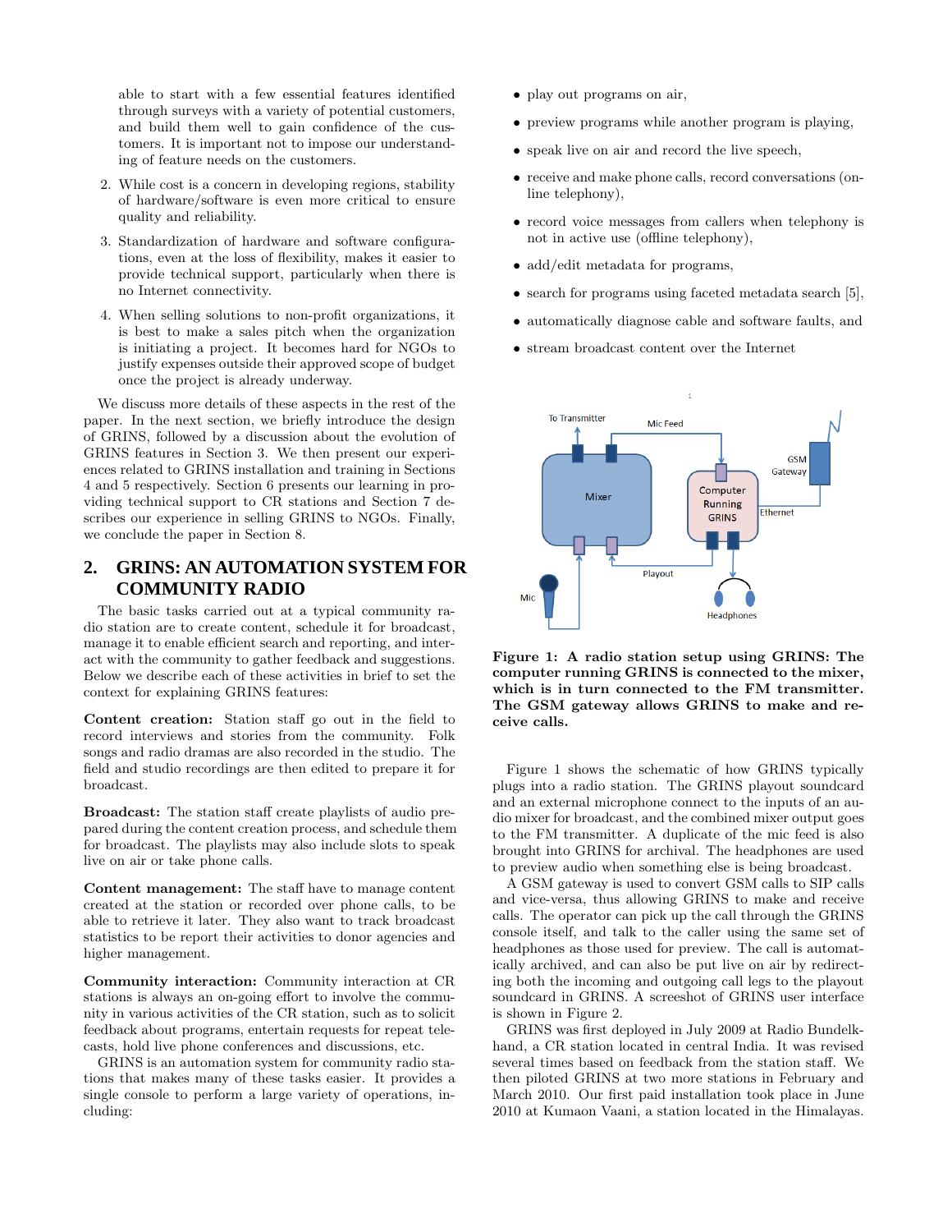able to start with a few essential features identified through surveys with a variety of potential customers, and build them well to gain confidence of the customers. It is important not to impose our understanding of feature needs on the customers.

2. While cost is a concern in developing regions, stability of hardware/software is even more critical to ensure quality and reliability.
3. Standardization of hardware and software configurations, even at the loss of flexibility, makes it easier to provide technical support, particularly when there is no Internet connectivity.
4. When selling solutions to non-profit organizations, it is best to make a sales pitch when the organization is initiating a project. It becomes hard for NGOs to justify expenses outside their approved scope of budget once the project is already underway.

We discuss more details of these aspects in the rest of the paper. In the next section, we briefly introduce the design of GRINS, followed by a discussion about the evolution of GRINS features in Section 3. We then present our experiences related to GRINS installation and training in Sections 4 and 5 respectively. Section 6 presents our learning in providing technical support to CR stations and Section 7 describes our experience in selling GRINS to NGOs. Finally, we conclude the paper in Section 8.

## 2. GRINS: AN AUTOMATION SYSTEM FOR COMMUNITY RADIO

The basic tasks carried out at a typical community radio station are to create content, schedule it for broadcast, manage it to enable efficient search and reporting, and interact with the community to gather feedback and suggestions. Below we describe each of these activities in brief to set the context for explaining GRINS features:

**Content creation:** Station staff go out in the field to record interviews and stories from the community. Folk songs and radio dramas are also recorded in the studio. The field and studio recordings are then edited to prepare it for broadcast.

**Broadcast:** The station staff create playlists of audio prepared during the content creation process, and schedule them for broadcast. The playlists may also include slots to speak live on air or take phone calls.

**Content management:** The staff have to manage content created at the station or recorded over phone calls, to be able to retrieve it later. They also want to track broadcast statistics to be report their activities to donor agencies and higher management.

**Community interaction:** Community interaction at CR stations is always an on-going effort to involve the community in various activities of the CR station, such as to solicit feedback about programs, entertain requests for repeat telecasts, hold live phone conferences and discussions, etc.

GRINS is an automation system for community radio stations that makes many of these tasks easier. It provides a single console to perform a large variety of operations, including:

- play out programs on air,
- preview programs while another program is playing,
- speak live on air and record the live speech,
- receive and make phone calls, record conversations (online telephony),
- record voice messages from callers when telephony is not in active use (offline telephony),
- add/edit metadata for programs,
- search for programs using faceted metadata search [5],
- automatically diagnose cable and software faults, and
- stream broadcast content over the Internet

To Transmitter
Mic Feed
GSM Gateway
Mixer
Computer Running GRINS
Ethernet
Playout
Mic
Headphones

**Figure 1: A radio station setup using GRINS: The computer running GRINS is connected to the mixer, which is in turn connected to the FM transmitter. The GSM gateway allows GRINS to make and receive calls.**

Figure 1 shows the schematic of how GRINS typically plugs into a radio station. The GRINS playout soundcard and an external microphone connect to the inputs of an audio mixer for broadcast, and the combined mixer output goes to the FM transmitter. A duplicate of the mic feed is also brought into GRINS for archival. The headphones are used to preview audio when something else is being broadcast.

A GSM gateway is used to convert GSM calls to SIP calls and vice-versa, thus allowing GRINS to make and receive calls. The operator can pick up the call through the GRINS console itself, and talk to the caller using the same set of headphones as those used for preview. The call is automatically archived, and can also be put live on air by redirecting both the incoming and outgoing call legs to the playout soundcard in GRINS. A screeshot of GRINS user interface is shown in Figure 2.

GRINS was first deployed in July 2009 at Radio Bundelkhand, a CR station located in central India. It was revised several times based on feedback from the station staff. We then piloted GRINS at two more stations in February and March 2010. Our first paid installation took place in June 2010 at Kumaon Vaani, a station located in the Himalayas.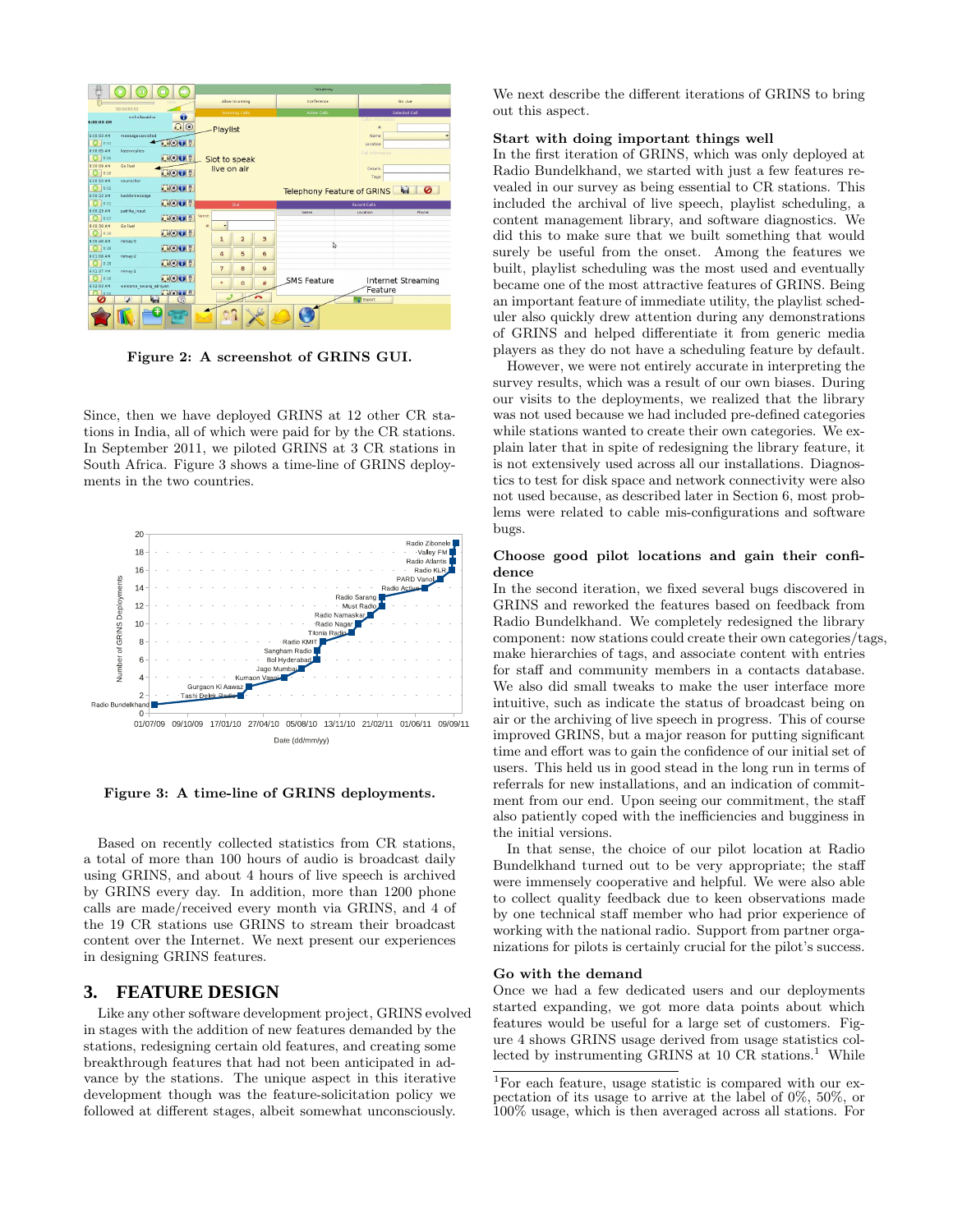Playlist

Slot to speak live on air

Telephony Feature of GRINS

SMS Feature

Internet Streaming Feature

**Figure 2: A screenshot of GRINS GUI.**

Since, then we have deployed GRINS at 12 other CR stations in India, all of which were paid for by the CR stations. In September 2011, we piloted GRINS at 3 CR stations in South Africa. Figure 3 shows a time-line of GRINS deployments in the two countries.

Number of GRINS Deployments

Date (dd/mm/yy)

0, 2, 4, 6, 8, 10, 12, 14, 16, 18, 20

01/07/09, 09/10/09, 17/01/10, 27/04/10, 05/08/10, 13/11/10, 21/02/11, 01/06/11, 09/09/11

Radio Bundelkhand, Tashi Delek Radio, Gurgaon Ki Aawaz, Kumaon Vaani, Jago Mumbai, Bol Hyderabad, Sangham Radio, Radio KMIT, Tilonia Radio, Radio Nagar, Radio Namaskar, Must Radio, Radio Sarang, Radio Active, PARD Vanoli, Radio KLR, Radio Atlantis, Valley FM, Radio Zibonele

**Figure 3: A time-line of GRINS deployments.**

Based on recently collected statistics from CR stations, a total of more than 100 hours of audio is broadcast daily using GRINS, and about 4 hours of live speech is archived by GRINS every day. In addition, more than 1200 phone calls are made/received every month via GRINS, and 4 of the 19 CR stations use GRINS to stream their broadcast content over the Internet. We next present our experiences in designing GRINS features.

## 3. FEATURE DESIGN

Like any other software development project, GRINS evolved in stages with the addition of new features demanded by the stations, redesigning certain old features, and creating some breakthrough features that had not been anticipated in advance by the stations. The unique aspect in this iterative development though was the feature-solicitation policy we followed at different stages, albeit somewhat unconsciously. We next describe the different iterations of GRINS to bring out this aspect.

### Start with doing important things well

In the first iteration of GRINS, which was only deployed at Radio Bundelkhand, we started with just a few features revealed in our survey as being essential to CR stations. This included the archival of live speech, playlist scheduling, a content management library, and software diagnostics. We did this to make sure that we built something that would surely be useful from the onset. Among the features we built, playlist scheduling was the most used and eventually became one of the most attractive features of GRINS. Being an important feature of immediate utility, the playlist scheduler also quickly drew attention during any demonstrations of GRINS and helped differentiate it from generic media players as they do not have a scheduling feature by default.

However, we were not entirely accurate in interpreting the survey results, which was a result of our own biases. During our visits to the deployments, we realized that the library was not used because we had included pre-defined categories while stations wanted to create their own categories. We explain later that in spite of redesigning the library feature, it is not extensively used across all our installations. Diagnostics to test for disk space and network connectivity were also not used because, as described later in Section 6, most problems were related to cable mis-configurations and software bugs.

### Choose good pilot locations and gain their confidence

In the second iteration, we fixed several bugs discovered in GRINS and reworked the features based on feedback from Radio Bundelkhand. We completely redesigned the library component: now stations could create their own categories/tags, make hierarchies of tags, and associate content with entries for staff and community members in a contacts database. We also did small tweaks to make the user interface more intuitive, such as indicate the status of broadcast being on air or the archiving of live speech in progress. This of course improved GRINS, but a major reason for putting significant time and effort was to gain the confidence of our initial set of users. This held us in good stead in the long run in terms of referrals for new installations, and an indication of commitment from our end. Upon seeing our commitment, the staff also patiently coped with the inefficiencies and bugginess in the initial versions.

In that sense, the choice of our pilot location at Radio Bundelkhand turned out to be very appropriate; the staff were immensely cooperative and helpful. We were also able to collect quality feedback due to keen observations made by one technical staff member who had prior experience of working with the national radio. Support from partner organizations for pilots is certainly crucial for the pilot's success.

### Go with the demand

Once we had a few dedicated users and our deployments started expanding, we got more data points about which features would be useful for a large set of customers. Figure 4 shows GRINS usage derived from usage statistics collected by instrumenting GRINS at 10 CR stations.[1] While

[1]For each feature, usage statistic is compared with our expectation of its usage to arrive at the label of 0%, 50%, or 100% usage, which is then averaged across all stations. For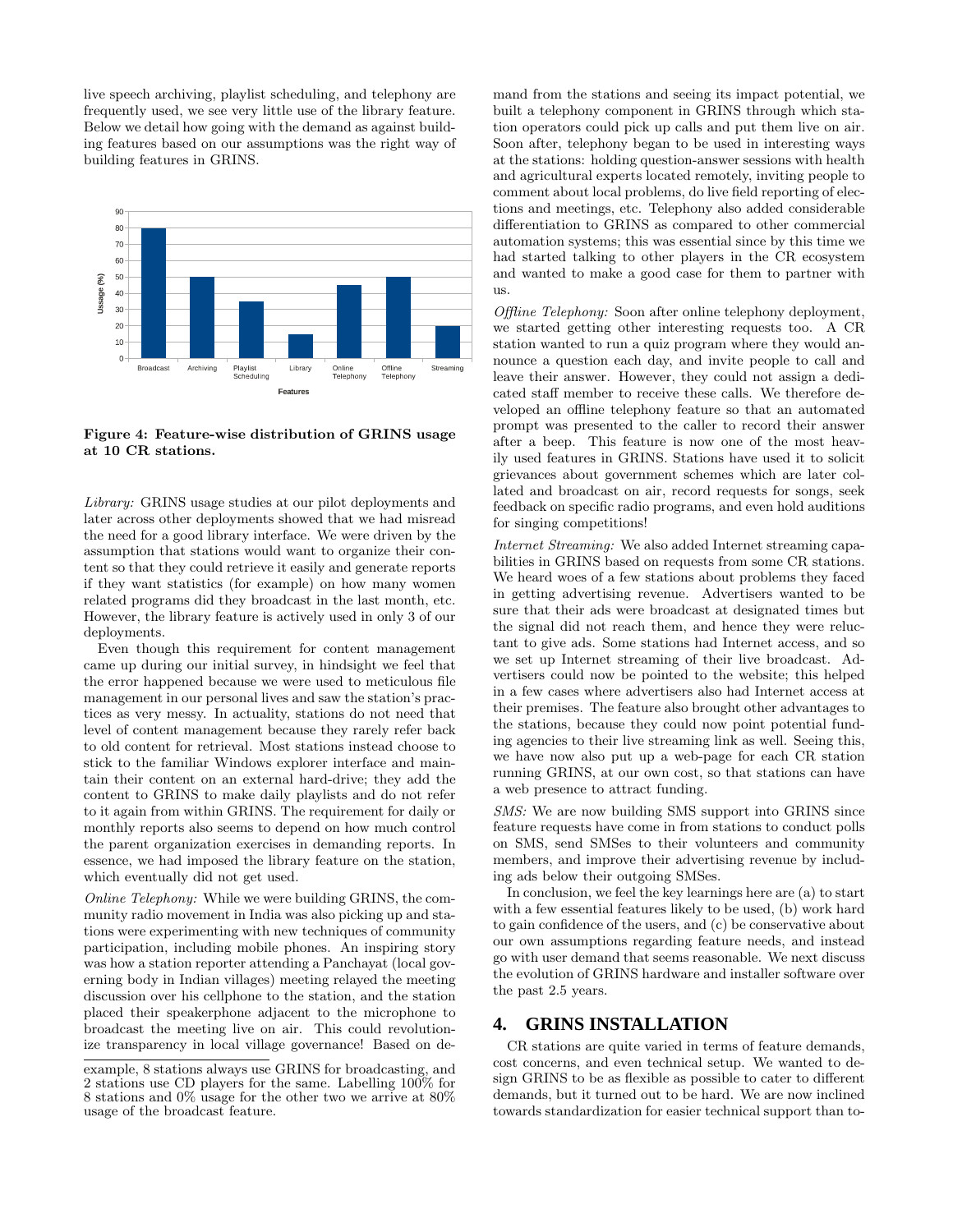live speech archiving, playlist scheduling, and telephony are frequently used, we see very little use of the library feature. Below we detail how going with the demand as against building features based on our assumptions was the right way of building features in GRINS.

90
80
70
60
50
40
30
20
10
0

Usage (%)

Broadcast
Archiving
Playlist Scheduling
Library
Online Telephony
Offline Telephony
Streaming

Features

**Figure 4: Feature-wise distribution of GRINS usage at 10 CR stations.**

*Library:* GRINS usage studies at our pilot deployments and later across other deployments showed that we had misread the need for a good library interface. We were driven by the assumption that stations would want to organize their content so that they could retrieve it easily and generate reports if they want statistics (for example) on how many women related programs did they broadcast in the last month, etc. However, the library feature is actively used in only 3 of our deployments.

Even though this requirement for content management came up during our initial survey, in hindsight we feel that the error happened because we were used to meticulous file management in our personal lives and saw the station's practices as very messy. In actuality, stations do not need that level of content management because they rarely refer back to old content for retrieval. Most stations instead choose to stick to the familiar Windows explorer interface and maintain their content on an external hard-drive; they add the content to GRINS to make daily playlists and do not refer to it again from within GRINS. The requirement for daily or monthly reports also seems to depend on how much control the parent organization exercises in demanding reports. In essence, we had imposed the library feature on the station, which eventually did not get used.

*Online Telephony:* While we were building GRINS, the community radio movement in India was also picking up and stations were experimenting with new techniques of community participation, including mobile phones. An inspiring story was how a station reporter attending a Panchayat (local governing body in Indian villages) meeting relayed the meeting discussion over his cellphone to the station, and the station placed their speakerphone adjacent to the microphone to broadcast the meeting live on air. This could revolutionize transparency in local village governance! Based on demand from the stations and seeing its impact potential, we built a telephony component in GRINS through which station operators could pick up calls and put them live on air. Soon after, telephony began to be used in interesting ways at the stations: holding question-answer sessions with health and agricultural experts located remotely, inviting people to comment about local problems, do live field reporting of elections and meetings, etc. Telephony also added considerable differentiation to GRINS as compared to other commercial automation systems; this was essential since by this time we had started talking to other players in the CR ecosystem and wanted to make a good case for them to partner with us.

*Offline Telephony:* Soon after online telephony deployment, we started getting other interesting requests too. A CR station wanted to run a quiz program where they would announce a question each day, and invite people to call and leave their answer. However, they could not assign a dedicated staff member to receive these calls. We therefore developed an offline telephony feature so that an automated prompt was presented to the caller to record their answer after a beep. This feature is now one of the most heavily used features in GRINS. Stations have used it to solicit grievances about government schemes which are later collated and broadcast on air, record requests for songs, seek feedback on specific radio programs, and even hold auditions for singing competitions!

*Internet Streaming:* We also added Internet streaming capabilities in GRINS based on requests from some CR stations. We heard woes of a few stations about problems they faced in getting advertising revenue. Advertisers wanted to be sure that their ads were broadcast at designated times but the signal did not reach them, and hence they were reluctant to give ads. Some stations had Internet access, and so we set up Internet streaming of their live broadcast. Advertisers could now be pointed to the website; this helped in a few cases where advertisers also had Internet access at their premises. The feature also brought other advantages to the stations, because they could now point potential funding agencies to their live streaming link as well. Seeing this, we have now also put up a web-page for each CR station running GRINS, at our own cost, so that stations can have a web presence to attract funding.

*SMS:* We are now building SMS support into GRINS since feature requests have come in from stations to conduct polls on SMS, send SMSes to their volunteers and community members, and improve their advertising revenue by including ads below their outgoing SMSes.

In conclusion, we feel the key learnings here are (a) to start with a few essential features likely to be used, (b) work hard to gain confidence of the users, and (c) be conservative about our own assumptions regarding feature needs, and instead go with user demand that seems reasonable. We next discuss the evolution of GRINS hardware and installer software over the past 2.5 years.

## 4. GRINS INSTALLATION

CR stations are quite varied in terms of feature demands, cost concerns, and even technical setup. We wanted to design GRINS to be as flexible as possible to cater to different demands, but it turned out to be hard. We are now inclined towards standardization for easier technical support than to-

example, 8 stations always use GRINS for broadcasting, and 2 stations use CD players for the same. Labelling 100% for 8 stations and 0% usage for the other two we arrive at 80% usage of the broadcast feature.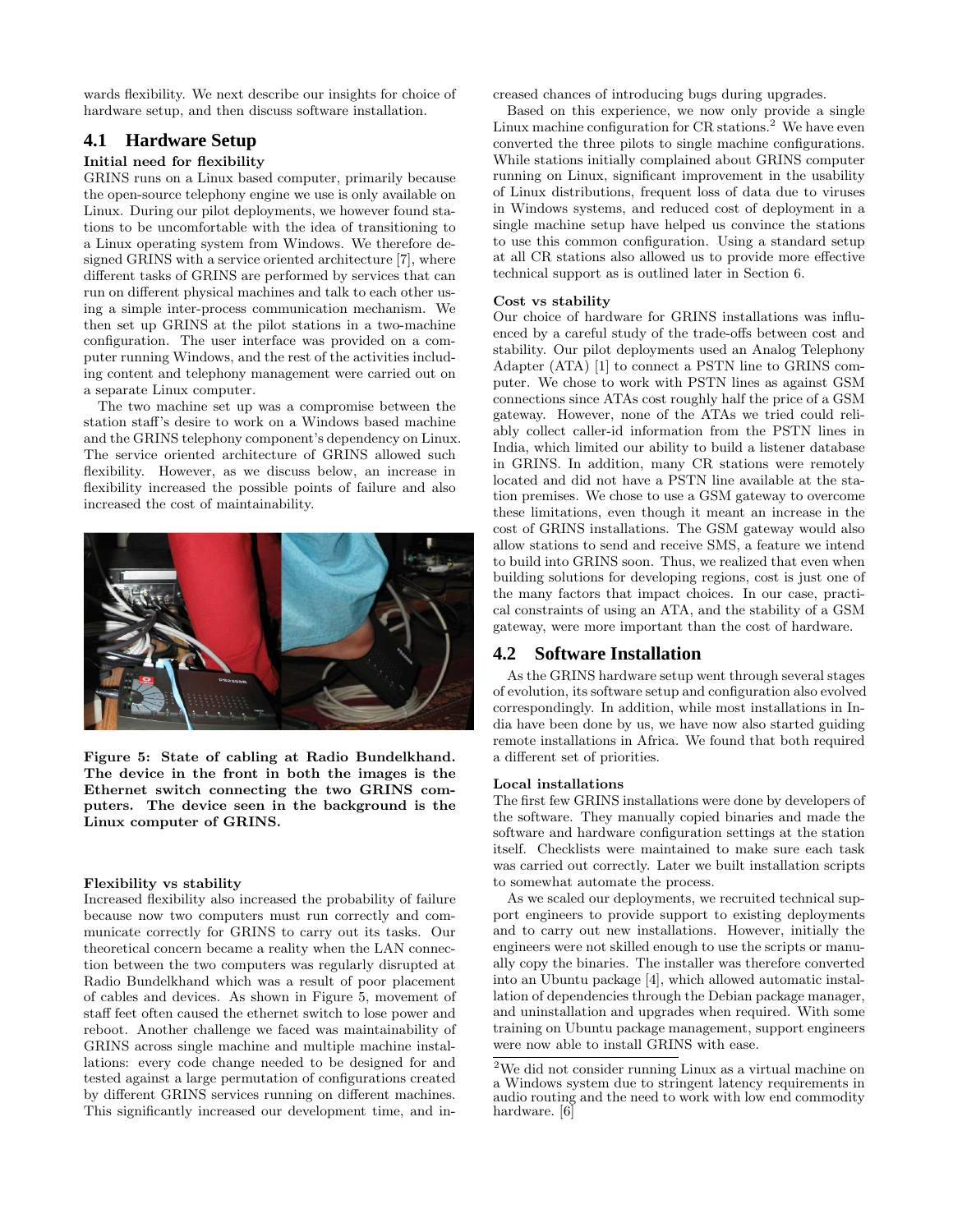wards flexibility. We next describe our insights for choice of hardware setup, and then discuss software installation.

## 4.1 Hardware Setup

**Initial need for flexibility**

GRINS runs on a Linux based computer, primarily because the open-source telephony engine we use is only available on Linux. During our pilot deployments, we however found stations to be uncomfortable with the idea of transitioning to a Linux operating system from Windows. We therefore designed GRINS with a service oriented architecture [7], where different tasks of GRINS are performed by services that can run on different physical machines and talk to each other using a simple inter-process communication mechanism. We then set up GRINS at the pilot stations in a two-machine configuration. The user interface was provided on a computer running Windows, and the rest of the activities including content and telephony management were carried out on a separate Linux computer.

The two machine set up was a compromise between the station staff's desire to work on a Windows based machine and the GRINS telephony component's dependency on Linux. The service oriented architecture of GRINS allowed such flexibility. However, as we discuss below, an increase in flexibility increased the possible points of failure and also increased the cost of maintainability.

**Figure 5: State of cabling at Radio Bundelkhand. The device in the front in both the images is the Ethernet switch connecting the two GRINS computers. The device seen in the background is the Linux computer of GRINS.**

**Flexibility vs stability**

Increased flexibility also increased the probability of failure because now two computers must run correctly and communicate correctly for GRINS to carry out its tasks. Our theoretical concern became a reality when the LAN connection between the two computers was regularly disrupted at Radio Bundelkhand which was a result of poor placement of cables and devices. As shown in Figure 5, movement of staff feet often caused the ethernet switch to lose power and reboot. Another challenge we faced was maintainability of GRINS across single machine and multiple machine installations: every code change needed to be designed for and tested against a large permutation of configurations created by different GRINS services running on different machines. This significantly increased our development time, and increased chances of introducing bugs during upgrades.

Based on this experience, we now only provide a single Linux machine configuration for CR stations.[2] We have even converted the three pilots to single machine configurations. While stations initially complained about GRINS computer running on Linux, significant improvement in the usability of Linux distributions, frequent loss of data due to viruses in Windows systems, and reduced cost of deployment in a single machine setup have helped us convince the stations to use this common configuration. Using a standard setup at all CR stations also allowed us to provide more effective technical support as is outlined later in Section 6.

**Cost vs stability**

Our choice of hardware for GRINS installations was influenced by a careful study of the trade-offs between cost and stability. Our pilot deployments used an Analog Telephony Adapter (ATA) [1] to connect a PSTN line to GRINS computer. We chose to work with PSTN lines as against GSM connections since ATAs cost roughly half the price of a GSM gateway. However, none of the ATAs we tried could reliably collect caller-id information from the PSTN lines in India, which limited our ability to build a listener database in GRINS. In addition, many CR stations were remotely located and did not have a PSTN line available at the station premises. We chose to use a GSM gateway to overcome these limitations, even though it meant an increase in the cost of GRINS installations. The GSM gateway would also allow stations to send and receive SMS, a feature we intend to build into GRINS soon. Thus, we realized that even when building solutions for developing regions, cost is just one of the many factors that impact choices. In our case, practical constraints of using an ATA, and the stability of a GSM gateway, were more important than the cost of hardware.

## 4.2 Software Installation

As the GRINS hardware setup went through several stages of evolution, its software setup and configuration also evolved correspondingly. In addition, while most installations in India have been done by us, we have now also started guiding remote installations in Africa. We found that both required a different set of priorities.

**Local installations**

The first few GRINS installations were done by developers of the software. They manually copied binaries and made the software and hardware configuration settings at the station itself. Checklists were maintained to make sure each task was carried out correctly. Later we built installation scripts to somewhat automate the process.

As we scaled our deployments, we recruited technical support engineers to provide support to existing deployments and to carry out new installations. However, initially the engineers were not skilled enough to use the scripts or manually copy the binaries. The installer was therefore converted into an Ubuntu package [4], which allowed automatic installation of dependencies through the Debian package manager, and uninstallation and upgrades when required. With some training on Ubuntu package management, support engineers were now able to install GRINS with ease.

[2] We did not consider running Linux as a virtual machine on a Windows system due to stringent latency requirements in audio routing and the need to work with low end commodity hardware. [6]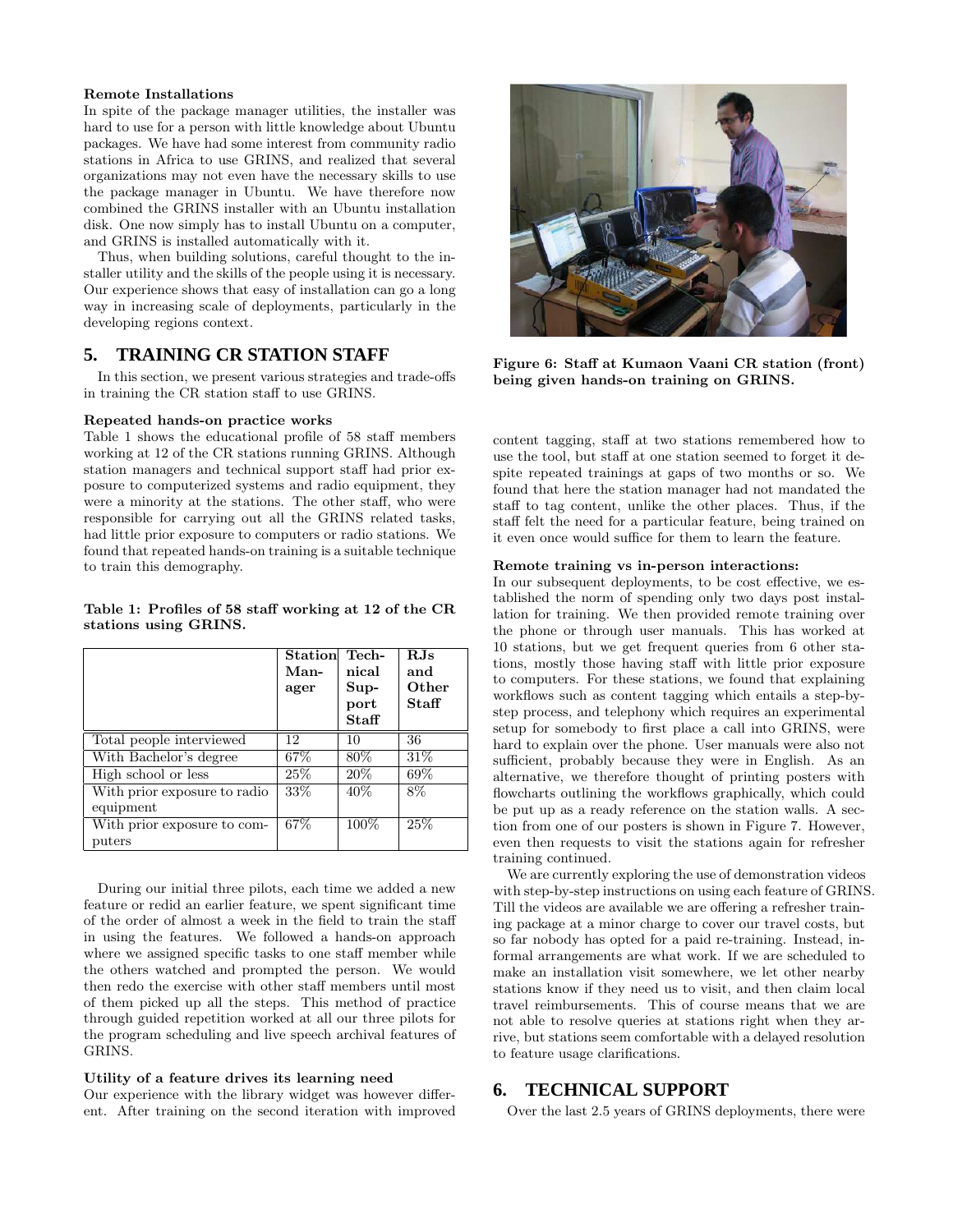**Remote Installations**

In spite of the package manager utilities, the installer was hard to use for a person with little knowledge about Ubuntu packages. We have had some interest from community radio stations in Africa to use GRINS, and realized that several organizations may not even have the necessary skills to use the package manager in Ubuntu. We have therefore now combined the GRINS installer with an Ubuntu installation disk. One now simply has to install Ubuntu on a computer, and GRINS is installed automatically with it.

Thus, when building solutions, careful thought to the installer utility and the skills of the people using it is necessary. Our experience shows that easy of installation can go a long way in increasing scale of deployments, particularly in the developing regions context.

## 5. TRAINING CR STATION STAFF

In this section, we present various strategies and trade-offs in training the CR station staff to use GRINS.

**Repeated hands-on practice works**

Table 1 shows the educational profile of 58 staff members working at 12 of the CR stations running GRINS. Although station managers and technical support staff had prior exposure to computerized systems and radio equipment, they were a minority at the stations. The other staff, who were responsible for carrying out all the GRINS related tasks, had little prior exposure to computers or radio stations. We found that repeated hands-on training is a suitable technique to train this demography.

**Table 1: Profiles of 58 staff working at 12 of the CR stations using GRINS.**

| | Station Manager | Technical Support Staff | RJs and Other Staff |
|---|---|---|---|
| Total people interviewed | 12 | 10 | 36 |
| With Bachelor's degree | 67% | 80% | 31% |
| High school or less | 25% | 20% | 69% |
| With prior exposure to radio equipment | 33% | 40% | 8% |
| With prior exposure to computers | 67% | 100% | 25% |

During our initial three pilots, each time we added a new feature or redid an earlier feature, we spent significant time of the order of almost a week in the field to train the staff in using the features. We followed a hands-on approach where we assigned specific tasks to one staff member while the others watched and prompted the person. We would then redo the exercise with other staff members until most of them picked up all the steps. This method of practice through guided repetition worked at all our three pilots for the program scheduling and live speech archival features of GRINS.

**Utility of a feature drives its learning need**

Our experience with the library widget was however different. After training on the second iteration with improved content tagging, staff at two stations remembered how to use the tool, but staff at one station seemed to forget it despite repeated trainings at gaps of two months or so. We found that here the station manager had not mandated the staff to tag content, unlike the other places. Thus, if the staff felt the need for a particular feature, being trained on it even once would suffice for them to learn the feature.

**Figure 6: Staff at Kumaon Vaani CR station (front) being given hands-on training on GRINS.**

**Remote training vs in-person interactions:**

In our subsequent deployments, to be cost effective, we established the norm of spending only two days post installation for training. We then provided remote training over the phone or through user manuals. This has worked at 10 stations, but we get frequent queries from 6 other stations, mostly those having staff with little prior exposure to computers. For these stations, we found that explaining workflows such as content tagging which entails a step-by-step process, and telephony which requires an experimental setup for somebody to first place a call into GRINS, were hard to explain over the phone. User manuals were also not sufficient, probably because they were in English. As an alternative, we therefore thought of printing posters with flowcharts outlining the workflows graphically, which could be put up as a ready reference on the station walls. A section from one of our posters is shown in Figure 7. However, even then requests to visit the stations again for refresher training continued.

We are currently exploring the use of demonstration videos with step-by-step instructions on using each feature of GRINS. Till the videos are available we are offering a refresher training package at a minor charge to cover our travel costs, but so far nobody has opted for a paid re-training. Instead, informal arrangements are what work. If we are scheduled to make an installation visit somewhere, we let other nearby stations know if they need us to visit, and then claim local travel reimbursements. This of course means that we are not able to resolve queries at stations right when they arrive, but stations seem comfortable with a delayed resolution to feature usage clarifications.

## 6. TECHNICAL SUPPORT

Over the last 2.5 years of GRINS deployments, there were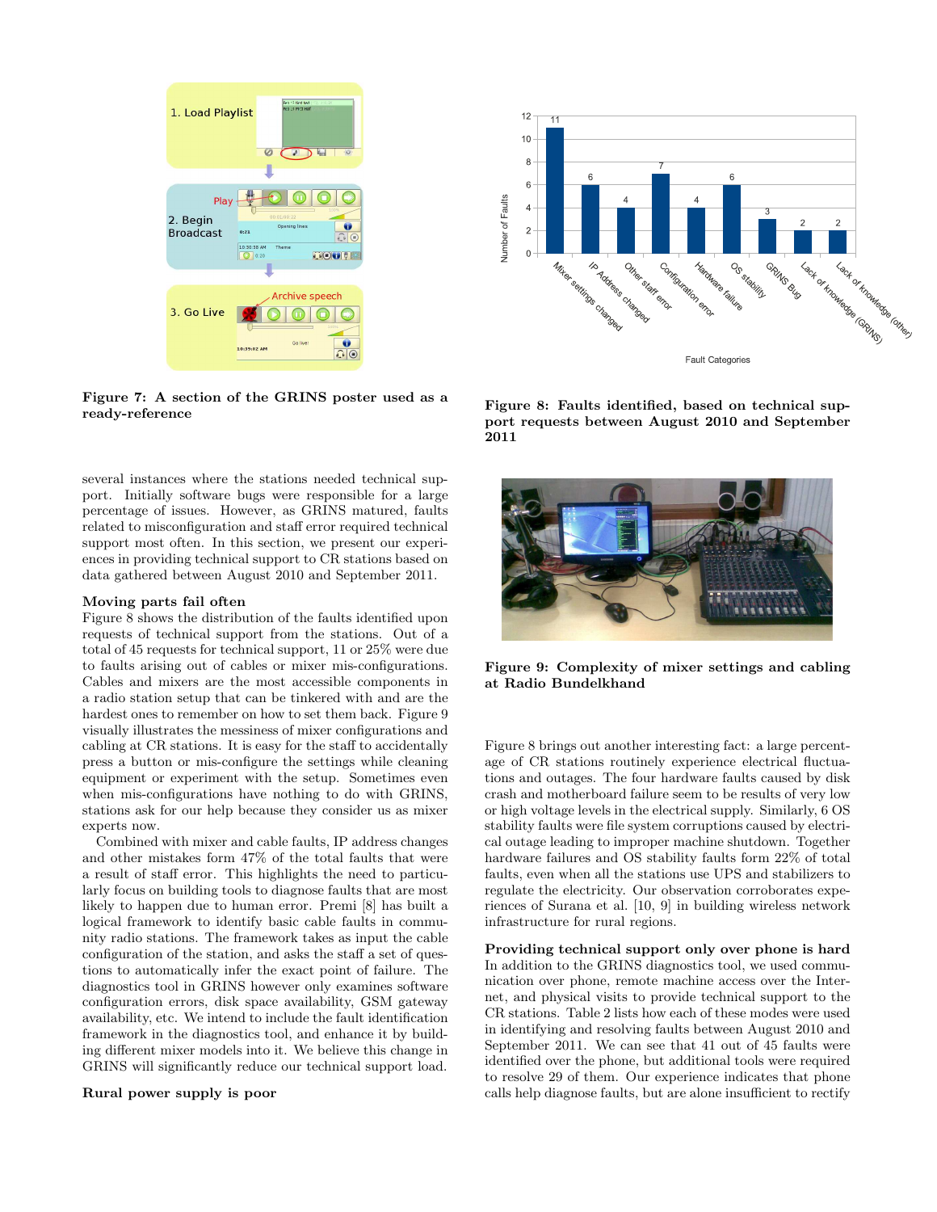1. Load Playlist

2. Begin Broadcast

Play

3. Go Live

Archive speech

**Figure 7: A section of the GRINS poster used as a ready-reference**

Number of Faults

12
10
8
6
4
2
0

11
6
4
7
4
6
3
2
2

Mixer settings changed
IP Address changed
Other staff error
Configuration error
Hardware failure
OS stability
GRINS Bug
Lack of knowledge (GRINS)
Lack of knowledge (other)

Fault Categories

**Figure 8: Faults identified, based on technical support requests between August 2010 and September 2011**

**Figure 9: Complexity of mixer settings and cabling at Radio Bundelkhand**

several instances where the stations needed technical support. Initially software bugs were responsible for a large percentage of issues. However, as GRINS matured, faults related to misconfiguration and staff error required technical support most often. In this section, we present our experiences in providing technical support to CR stations based on data gathered between August 2010 and September 2011.

### Moving parts fail often

Figure 8 shows the distribution of the faults identified upon requests of technical support from the stations. Out of a total of 45 requests for technical support, 11 or 25% were due to faults arising out of cables or mixer mis-configurations. Cables and mixers are the most accessible components in a radio station setup that can be tinkered with and are the hardest ones to remember on how to set them back. Figure 9 visually illustrates the messiness of mixer configurations and cabling at CR stations. It is easy for the staff to accidentally press a button or mis-configure the settings while cleaning equipment or experiment with the setup. Sometimes even when mis-configurations have nothing to do with GRINS, stations ask for our help because they consider us as mixer experts now.

Combined with mixer and cable faults, IP address changes and other mistakes form 47% of the total faults that were a result of staff error. This highlights the need to particularly focus on building tools to diagnose faults that are most likely to happen due to human error. Premi [8] has built a logical framework to identify basic cable faults in community radio stations. The framework takes as input the cable configuration of the station, and asks the staff a set of questions to automatically infer the exact point of failure. The diagnostics tool in GRINS however only examines software configuration errors, disk space availability, GSM gateway availability, etc. We intend to include the fault identification framework in the diagnostics tool, and enhance it by building different mixer models into it. We believe this change in GRINS will significantly reduce our technical support load.

### Rural power supply is poor

Figure 8 brings out another interesting fact: a large percentage of CR stations routinely experience electrical fluctuations and outages. The four hardware faults caused by disk crash and motherboard failure seem to be results of very low or high voltage levels in the electrical supply. Similarly, 6 OS stability faults were file system corruptions caused by electrical outage leading to improper machine shutdown. Together hardware failures and OS stability faults form 22% of total faults, even when all the stations use UPS and stabilizers to regulate the electricity. Our observation corroborates experiences of Surana et al. [10, 9] in building wireless network infrastructure for rural regions.

### Providing technical support only over phone is hard

In addition to the GRINS diagnostics tool, we used communication over phone, remote machine access over the Internet, and physical visits to provide technical support to the CR stations. Table 2 lists how each of these modes were used in identifying and resolving faults between August 2010 and September 2011. We can see that 41 out of 45 faults were identified over the phone, but additional tools were required to resolve 29 of them. Our experience indicates that phone calls help diagnose faults, but are alone insufficient to rectify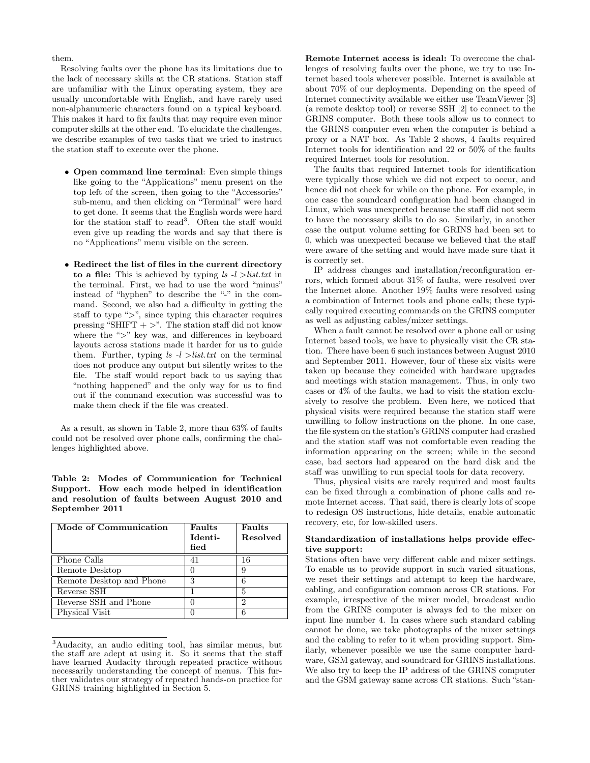them.

Resolving faults over the phone has its limitations due to the lack of necessary skills at the CR stations. Station staff are unfamiliar with the Linux operating system, they are usually uncomfortable with English, and have rarely used non-alphanumeric characters found on a typical keyboard. This makes it hard to fix faults that may require even minor computer skills at the other end. To elucidate the challenges, we describe examples of two tasks that we tried to instruct the station staff to execute over the phone.

- **Open command line terminal**: Even simple things like going to the "Applications" menu present on the top left of the screen, then going to the "Accessories" sub-menu, and then clicking on "Terminal" were hard to get done. It seems that the English words were hard for the station staff to read[3]. Often the staff would even give up reading the words and say that there is no "Applications" menu visible on the screen.

- **Redirect the list of files in the current directory to a file:** This is achieved by typing *ls -l >list.txt* in the terminal. First, we had to use the word "minus" instead of "hyphen" to describe the "-" in the command. Second, we also had a difficulty in getting the staff to type ">", since typing this character requires pressing "SHIFT + >". The station staff did not know where the ">" key was, and differences in keyboard layouts across stations made it harder for us to guide them. Further, typing *ls -l >list.txt* on the terminal does not produce any output but silently writes to the file. The staff would report back to us saying that "nothing happened" and the only way for us to find out if the command execution was successful was to make them check if the file was created.

As a result, as shown in Table 2, more than 63% of faults could not be resolved over phone calls, confirming the challenges highlighted above.

**Table 2: Modes of Communication for Technical Support. How each mode helped in identification and resolution of faults between August 2010 and September 2011**

| Mode of Communication | Faults Identified | Faults Resolved |
|---|---|---|
| Phone Calls | 41 | 16 |
| Remote Desktop | 0 | 9 |
| Remote Desktop and Phone | 3 | 6 |
| Reverse SSH | 1 | 5 |
| Reverse SSH and Phone | 0 | 2 |
| Physical Visit | 0 | 6 |

[3]Audacity, an audio editing tool, has similar menus, but the staff are adept at using it. So it seems that the staff have learned Audacity through repeated practice without necessarily understanding the concept of menus. This further validates our strategy of repeated hands-on practice for GRINS training highlighted in Section 5.

**Remote Internet access is ideal:** To overcome the challenges of resolving faults over the phone, we try to use Internet based tools wherever possible. Internet is available at about 70% of our deployments. Depending on the speed of Internet connectivity available we either use TeamViewer [3] (a remote desktop tool) or reverse SSH [2] to connect to the GRINS computer. Both these tools allow us to connect to the GRINS computer even when the computer is behind a proxy or a NAT box. As Table 2 shows, 4 faults required Internet tools for identification and 22 or 50% of the faults required Internet tools for resolution.

The faults that required Internet tools for identification were typically those which we did not expect to occur, and hence did not check for while on the phone. For example, in one case the soundcard configuration had been changed in Linux, which was unexpected because the staff did not seem to have the necessary skills to do so. Similarly, in another case the output volume setting for GRINS had been set to 0, which was unexpected because we believed that the staff were aware of the setting and would have made sure that it is correctly set.

IP address changes and installation/reconfiguration errors, which formed about 31% of faults, were resolved over the Internet alone. Another 19% faults were resolved using a combination of Internet tools and phone calls; these typically required executing commands on the GRINS computer as well as adjusting cables/mixer settings.

When a fault cannot be resolved over a phone call or using Internet based tools, we have to physically visit the CR station. There have been 6 such instances between August 2010 and September 2011. However, four of these six visits were taken up because they coincided with hardware upgrades and meetings with station management. Thus, in only two cases or 4% of the faults, we had to visit the station exclusively to resolve the problem. Even here, we noticed that physical visits were required because the station staff were unwilling to follow instructions on the phone. In one case, the file system on the station's GRINS computer had crashed and the station staff was not comfortable even reading the information appearing on the screen; while in the second case, bad sectors had appeared on the hard disk and the staff was unwilling to run special tools for data recovery.

Thus, physical visits are rarely required and most faults can be fixed through a combination of phone calls and remote Internet access. That said, there is clearly lots of scope to redesign OS instructions, hide details, enable automatic recovery, etc, for low-skilled users.

**Standardization of installations helps provide effective support:**

Stations often have very different cable and mixer settings. To enable us to provide support in such varied situations, we reset their settings and attempt to keep the hardware, cabling, and configuration common across CR stations. For example, irrespective of the mixer model, broadcast audio from the GRINS computer is always fed to the mixer on input line number 4. In cases where such standard cabling cannot be done, we take photographs of the mixer settings and the cabling to refer to it when providing support. Similarly, whenever possible we use the same computer hardware, GSM gateway, and soundcard for GRINS installations. We also try to keep the IP address of the GRINS computer and the GSM gateway same across CR stations. Such "stan-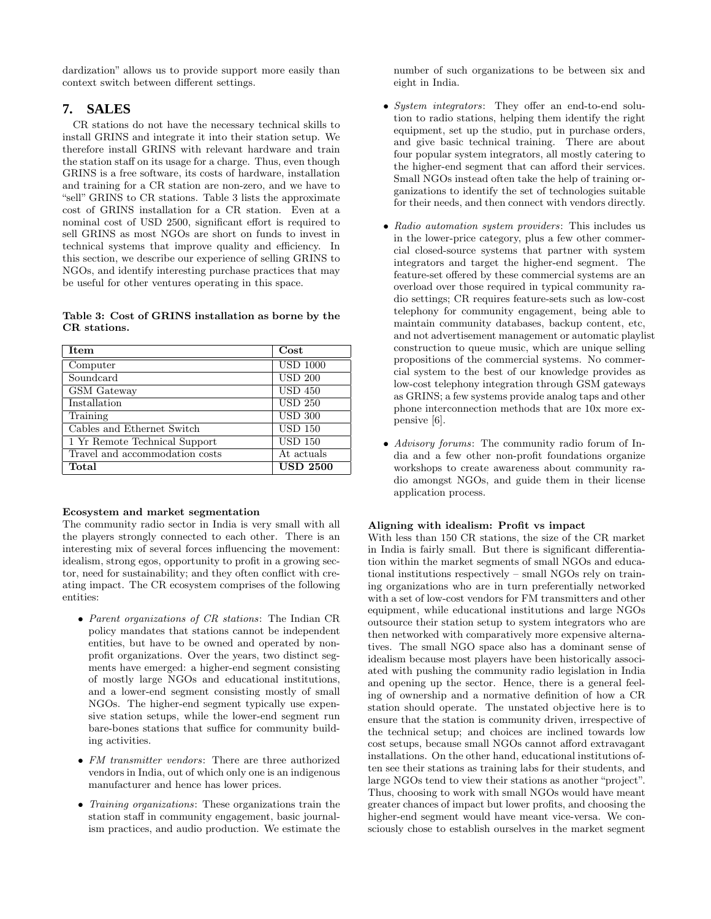dardization" allows us to provide support more easily than context switch between different settings.

## 7. SALES

CR stations do not have the necessary technical skills to install GRINS and integrate it into their station setup. We therefore install GRINS with relevant hardware and train the station staff on its usage for a charge. Thus, even though GRINS is a free software, its costs of hardware, installation and training for a CR station are non-zero, and we have to "sell" GRINS to CR stations. Table 3 lists the approximate cost of GRINS installation for a CR station. Even at a nominal cost of USD 2500, significant effort is required to sell GRINS as most NGOs are short on funds to invest in technical systems that improve quality and efficiency. In this section, we describe our experience of selling GRINS to NGOs, and identify interesting purchase practices that may be useful for other ventures operating in this space.

**Table 3: Cost of GRINS installation as borne by the CR stations.**

| Item | Cost |
|---|---|
| Computer | USD 1000 |
| Soundcard | USD 200 |
| GSM Gateway | USD 450 |
| Installation | USD 250 |
| Training | USD 300 |
| Cables and Ethernet Switch | USD 150 |
| 1 Yr Remote Technical Support | USD 150 |
| Travel and accommodation costs | At actuals |
| **Total** | **USD 2500** |

**Ecosystem and market segmentation**

The community radio sector in India is very small with all the players strongly connected to each other. There is an interesting mix of several forces influencing the movement: idealism, strong egos, opportunity to profit in a growing sector, need for sustainability; and they often conflict with creating impact. The CR ecosystem comprises of the following entities:

- *Parent organizations of CR stations*: The Indian CR policy mandates that stations cannot be independent entities, but have to be owned and operated by non-profit organizations. Over the years, two distinct segments have emerged: a higher-end segment consisting of mostly large NGOs and educational institutions, and a lower-end segment consisting mostly of small NGOs. The higher-end segment typically use expensive station setups, while the lower-end segment run bare-bones stations that suffice for community building activities.
- *FM transmitter vendors*: There are three authorized vendors in India, out of which only one is an indigenous manufacturer and hence has lower prices.
- *Training organizations*: These organizations train the station staff in community engagement, basic journalism practices, and audio production. We estimate the number of such organizations to be between six and eight in India.
- *System integrators*: They offer an end-to-end solution to radio stations, helping them identify the right equipment, set up the studio, put in purchase orders, and give basic technical training. There are about four popular system integrators, all mostly catering to the higher-end segment that can afford their services. Small NGOs instead often take the help of training organizations to identify the set of technologies suitable for their needs, and then connect with vendors directly.
- *Radio automation system providers*: This includes us in the lower-price category, plus a few other commercial closed-source systems that partner with system integrators and target the higher-end segment. The feature-set offered by these commercial systems are an overload over those required in typical community radio settings; CR requires feature-sets such as low-cost telephony for community engagement, being able to maintain community databases, backup content, etc, and not advertisement management or automatic playlist construction to queue music, which are unique selling propositions of the commercial systems. No commercial system to the best of our knowledge provides as low-cost telephony integration through GSM gateways as GRINS; a few systems provide analog taps and other phone interconnection methods that are 10x more expensive [6].
- *Advisory forums*: The community radio forum of India and a few other non-profit foundations organize workshops to create awareness about community radio amongst NGOs, and guide them in their license application process.

**Aligning with idealism: Profit vs impact**

With less than 150 CR stations, the size of the CR market in India is fairly small. But there is significant differentiation within the market segments of small NGOs and educational institutions respectively – small NGOs rely on training organizations who are in turn preferentially networked with a set of low-cost vendors for FM transmitters and other equipment, while educational institutions and large NGOs outsource their station setup to system integrators who are then networked with comparatively more expensive alternatives. The small NGO space also has a dominant sense of idealism because most players have been historically associated with pushing the community radio legislation in India and opening up the sector. Hence, there is a general feeling of ownership and a normative definition of how a CR station should operate. The unstated objective here is to ensure that the station is community driven, irrespective of the technical setup; and choices are inclined towards low cost setups, because small NGOs cannot afford extravagant installations. On the other hand, educational institutions often see their stations as training labs for their students, and large NGOs tend to view their stations as another "project". Thus, choosing to work with small NGOs would have meant greater chances of impact but lower profits, and choosing the higher-end segment would have meant vice-versa. We consciously chose to establish ourselves in the market segment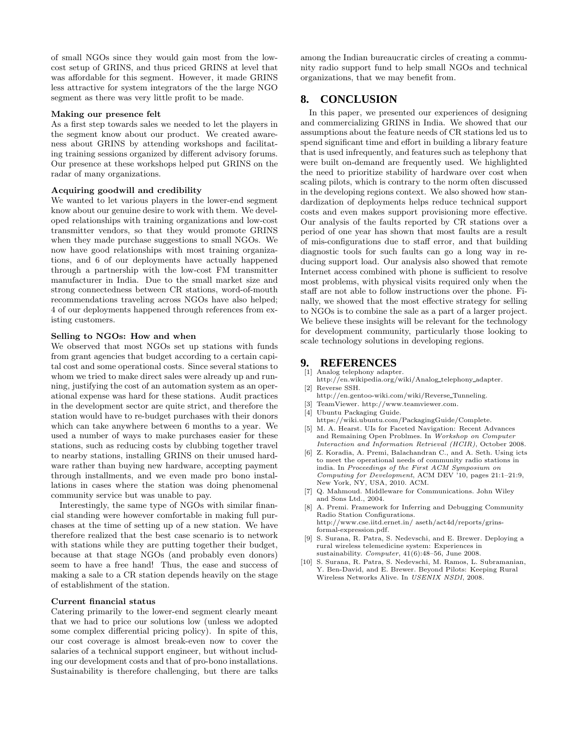of small NGOs since they would gain most from the low-cost setup of GRINS, and thus priced GRINS at level that was affordable for this segment. However, it made GRINS less attractive for system integrators of the the large NGO segment as there was very little profit to be made.

**Making our presence felt**

As a first step towards sales we needed to let the players in the segment know about our product. We created awareness about GRINS by attending workshops and facilitating training sessions organized by different advisory forums. Our presence at these workshops helped put GRINS on the radar of many organizations.

**Acquiring goodwill and credibility**

We wanted to let various players in the lower-end segment know about our genuine desire to work with them. We developed relationships with training organizations and low-cost transmitter vendors, so that they would promote GRINS when they made purchase suggestions to small NGOs. We now have good relationships with most training organizations, and 6 of our deployments have actually happened through a partnership with the low-cost FM transmitter manufacturer in India. Due to the small market size and strong connectedness between CR stations, word-of-mouth recommendations traveling across NGOs have also helped; 4 of our deployments happened through references from existing customers.

**Selling to NGOs: How and when**

We observed that most NGOs set up stations with funds from grant agencies that budget according to a certain capital cost and some operational costs. Since several stations to whom we tried to make direct sales were already up and running, justifying the cost of an automation system as an operational expense was hard for these stations. Audit practices in the development sector are quite strict, and therefore the station would have to re-budget purchases with their donors which can take anywhere between 6 months to a year. We used a number of ways to make purchases easier for these stations, such as reducing costs by clubbing together travel to nearby stations, installing GRINS on their unused hardware rather than buying new hardware, accepting payment through installments, and we even made pro bono installations in cases where the station was doing phenomenal community service but was unable to pay.

Interestingly, the same type of NGOs with similar financial standing were however comfortable in making full purchases at the time of setting up of a new station. We have therefore realized that the best case scenario is to network with stations while they are putting together their budget, because at that stage NGOs (and probably even donors) seem to have a free hand! Thus, the ease and success of making a sale to a CR station depends heavily on the stage of establishment of the station.

**Current financial status**

Catering primarily to the lower-end segment clearly meant that we had to price our solutions low (unless we adopted some complex differential pricing policy). In spite of this, our cost coverage is almost break-even now to cover the salaries of a technical support engineer, but without including our development costs and that of pro-bono installations. Sustainability is therefore challenging, but there are talks among the Indian bureaucratic circles of creating a community radio support fund to help small NGOs and technical organizations, that we may benefit from.

## 8. CONCLUSION

In this paper, we presented our experiences of designing and commercializing GRINS in India. We showed that our assumptions about the feature needs of CR stations led us to spend significant time and effort in building a library feature that is used infrequently, and features such as telephony that were built on-demand are frequently used. We highlighted the need to prioritize stability of hardware over cost when scaling pilots, which is contrary to the norm often discussed in the developing regions context. We also showed how standardization of deployments helps reduce technical support costs and even makes support provisioning more effective. Our analysis of the faults reported by CR stations over a period of one year has shown that most faults are a result of mis-configurations due to staff error, and that building diagnostic tools for such faults can go a long way in reducing support load. Our analysis also showed that remote Internet access combined with phone is sufficient to resolve most problems, with physical visits required only when the staff are not able to follow instructions over the phone. Finally, we showed that the most effective strategy for selling to NGOs is to combine the sale as a part of a larger project. We believe these insights will be relevant for the technology for development community, particularly those looking to scale technology solutions in developing regions.

## 9. REFERENCES

[1] Analog telephony adapter. http://en.wikipedia.org/wiki/Analog_telephony_adapter.

[2] Reverse SSH. http://en.gentoo-wiki.com/wiki/Reverse_Tunneling.

[3] TeamViewer. http://www.teamviewer.com.

[4] Ubuntu Packaging Guide. https://wiki.ubuntu.com/PackagingGuide/Complete.

[5] M. A. Hearst. UIs for Faceted Navigation: Recent Advances and Remaining Open Problmes. In *Workshop on Computer Interaction and Information Retrieval (HCIR)*, October 2008.

[6] Z. Koradia, A. Premi, Balachandran C., and A. Seth. Using icts to meet the operational needs of community radio stations in india. In *Proceedings of the First ACM Symposium on Computing for Development*, ACM DEV '10, pages 21:1–21:9, New York, NY, USA, 2010. ACM.

[7] Q. Mahmoud. Middleware for Communications. John Wiley and Sons Ltd., 2004.

[8] A. Premi. Framework for Inferring and Debugging Community Radio Station Configurations. http://www.cse.iitd.ernet.in/ aseth/act4d/reports/grins-formal-expression.pdf.

[9] S. Surana, R. Patra, S. Nedevschi, and E. Brewer. Deploying a rural wireless telemedicine system: Experiences in sustainability. *Computer*, 41(6):48–56, June 2008.

[10] S. Surana, R. Patra, S. Nedevschi, M. Ramos, L. Subramanian, Y. Ben-David, and E. Brewer. Beyond Pilots: Keeping Rural Wireless Networks Alive. In *USENIX NSDI*, 2008.